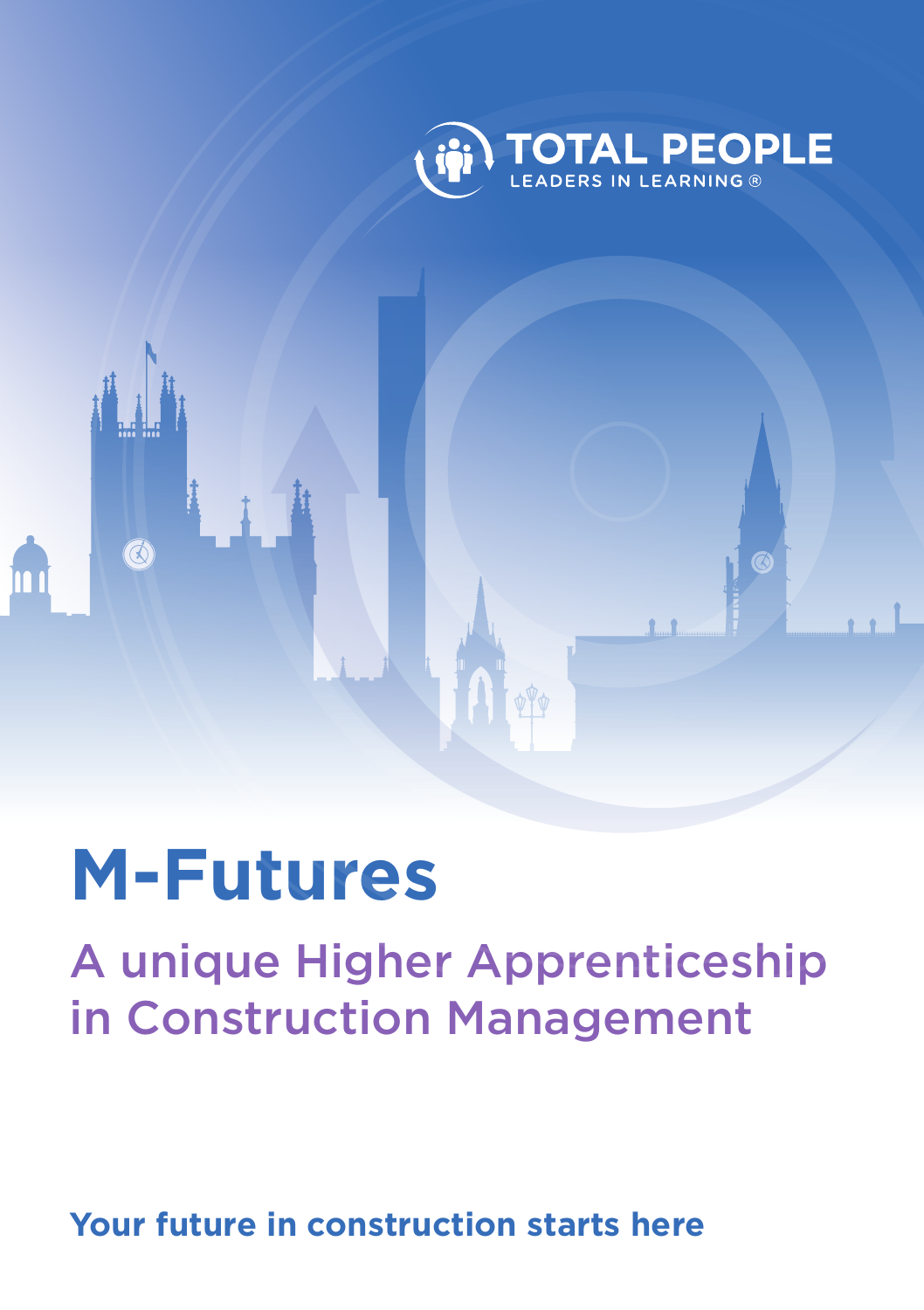TOTAL PEOPLE
LEADERS IN LEARNING ®

# M-Futures

## A unique Higher Apprenticeship in Construction Management

**Your future in construction starts here**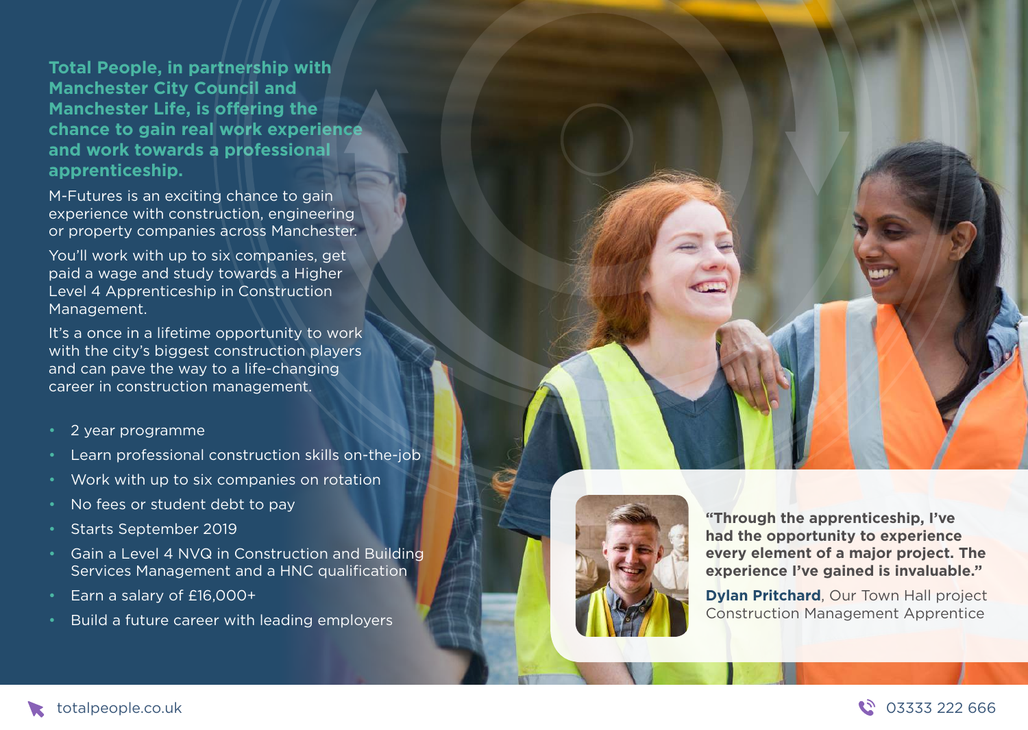**Total People, in partnership with Manchester City Council and Manchester Life, is offering the chance to gain real work experience and work towards a professional apprenticeship.**

M-Futures is an exciting chance to gain experience with construction, engineering or property companies across Manchester.

You'll work with up to six companies, get paid a wage and study towards a Higher Level 4 Apprenticeship in Construction Management.

It's a once in a lifetime opportunity to work with the city's biggest construction players and can pave the way to a life-changing career in construction management.

- 2 year programme
- Learn professional construction skills on-the-job
- Work with up to six companies on rotation
- No fees or student debt to pay
- Starts September 2019
- Gain a Level 4 NVQ in Construction and Building Services Management and a HNC qualification
- Earn a salary of £16,000+
- Build a future career with leading employers

**"Through the apprenticeship, I've had the opportunity to experience every element of a major project. The experience I've gained is invaluable."**

**Dylan Pritchard**, Our Town Hall project Construction Management Apprentice

totalpeople.co.uk

03333 222 666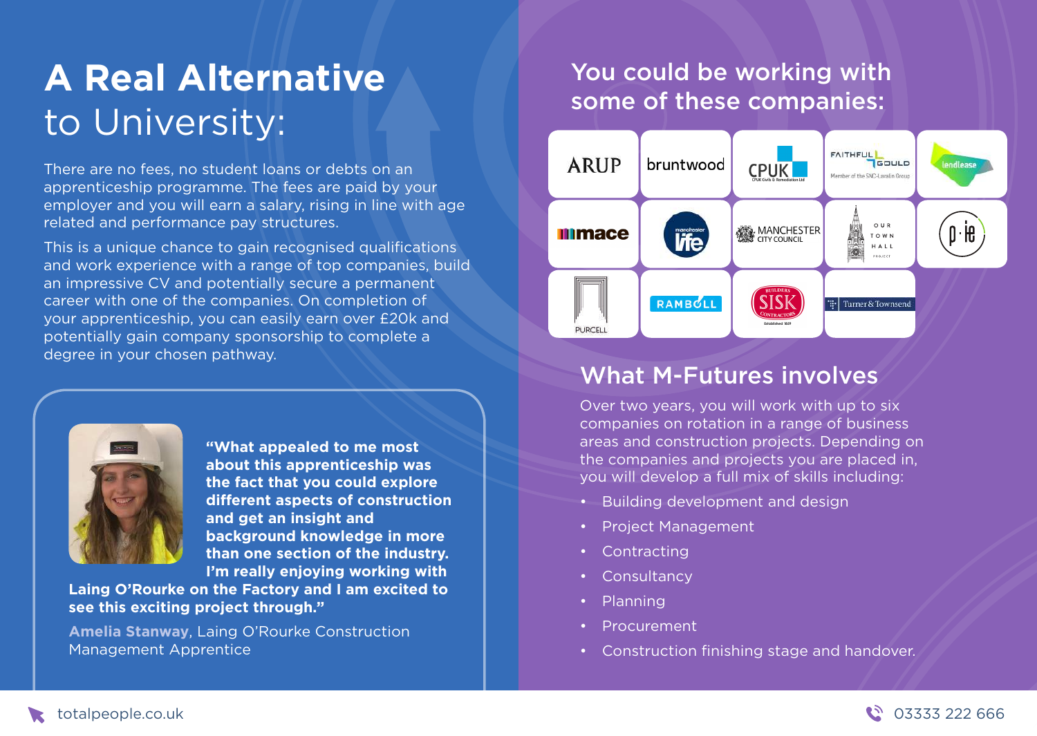# **A Real Alternative** to University:

There are no fees, no student loans or debts on an apprenticeship programme. The fees are paid by your employer and you will earn a salary, rising in line with age related and performance pay structures.

This is a unique chance to gain recognised qualifications and work experience with a range of top companies, build an impressive CV and potentially secure a permanent career with one of the companies. On completion of your apprenticeship, you can easily earn over £20k and potentially gain company sponsorship to complete a degree in your chosen pathway.

**"What appealed to me most about this apprenticeship was the fact that you could explore different aspects of construction and get an insight and background knowledge in more than one section of the industry. I'm really enjoying working with Laing O'Rourke on the Factory and I am excited to see this exciting project through."**

**Amelia Stanway**, Laing O'Rourke Construction Management Apprentice

## You could be working with some of these companies:

ARUP, bruntwood, CPUK, Faithful+Gould, lendlease, mace, manchester life, Manchester City Council, Our Town Hall Project, p·ie, Purcell, Ramboll, Sisk, Turner & Townsend

## What M-Futures involves

Over two years, you will work with up to six companies on rotation in a range of business areas and construction projects. Depending on the companies and projects you are placed in, you will develop a full mix of skills including:

- Building development and design
- Project Management
- Contracting
- Consultancy
- Planning
- Procurement
- Construction finishing stage and handover.

totalpeople.co.uk

03333 222 666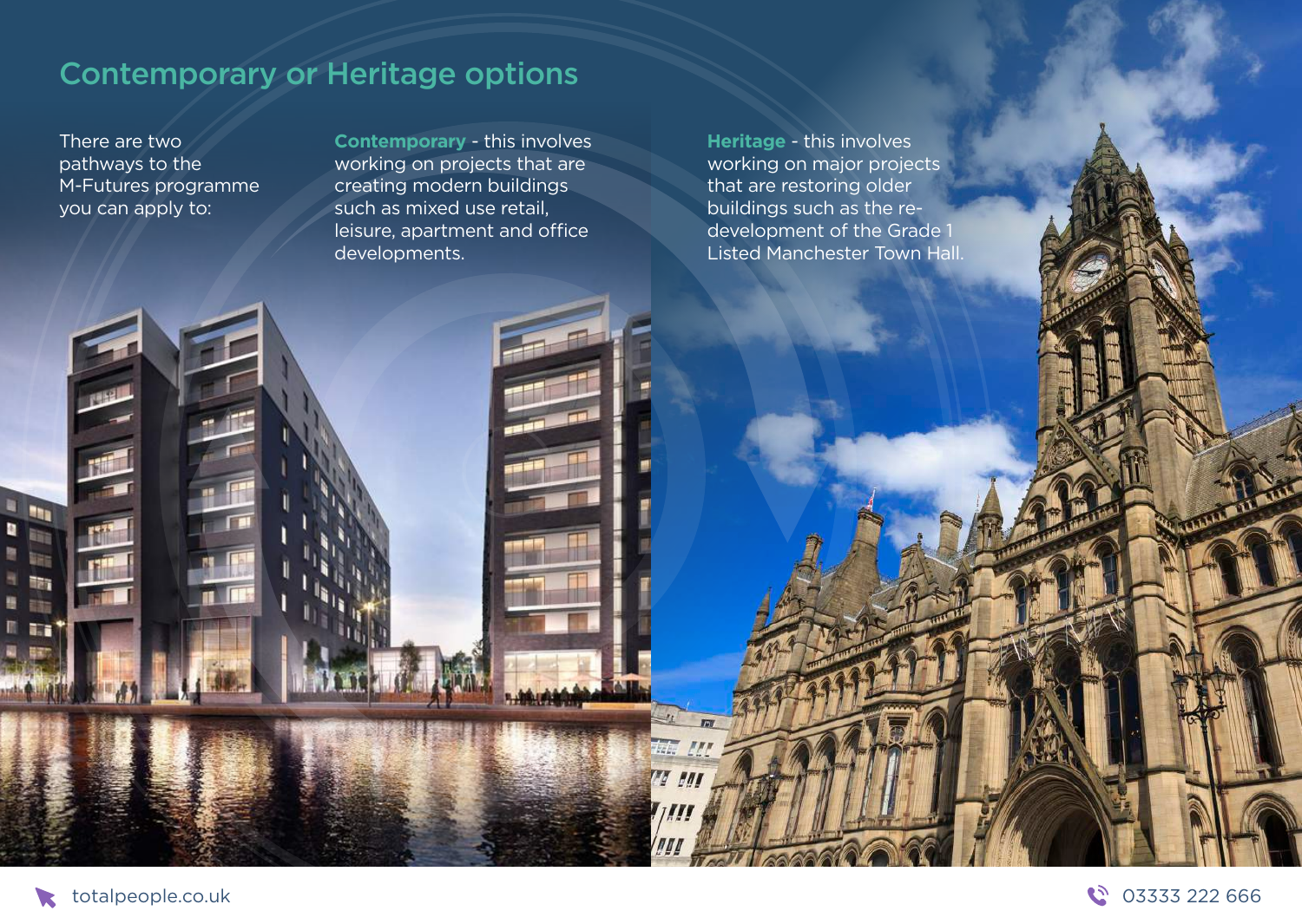## Contemporary or Heritage options

There are two pathways to the M-Futures programme you can apply to:

**Contemporary** - this involves working on projects that are creating modern buildings such as mixed use retail, leisure, apartment and office developments.

**Heritage** - this involves working on major projects that are restoring older buildings such as the re-development of the Grade 1 Listed Manchester Town Hall.

totalpeople.co.uk

03333 222 666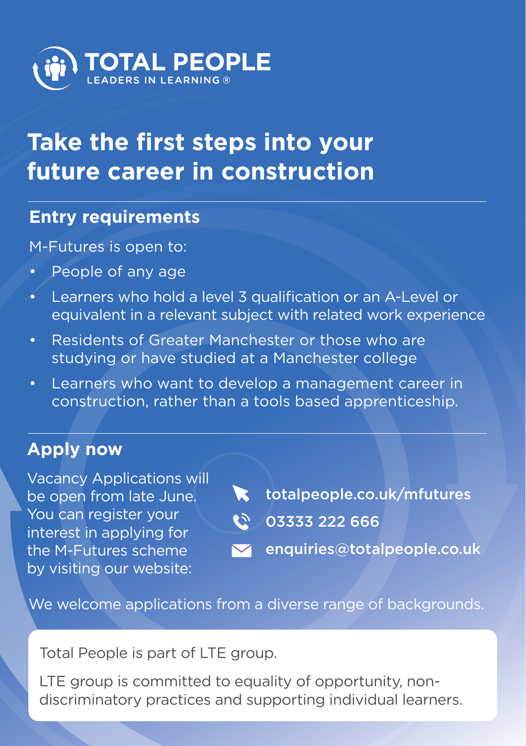TOTAL PEOPLE
LEADERS IN LEARNING ®

# Take the first steps into your future career in construction

## Entry requirements

M-Futures is open to:

- People of any age
- Learners who hold a level 3 qualification or an A-Level or equivalent in a relevant subject with related work experience
- Residents of Greater Manchester or those who are studying or have studied at a Manchester college
- Learners who want to develop a management career in construction, rather than a tools based apprenticeship.

## Apply now

Vacancy Applications will be open from late June. You can register your interest in applying for the M-Futures scheme by visiting our website:

**totalpeople.co.uk/mfutures**

**03333 222 666**

**enquiries@totalpeople.co.uk**

We welcome applications from a diverse range of backgrounds.

Total People is part of LTE group.

LTE group is committed to equality of opportunity, non-discriminatory practices and supporting individual learners.